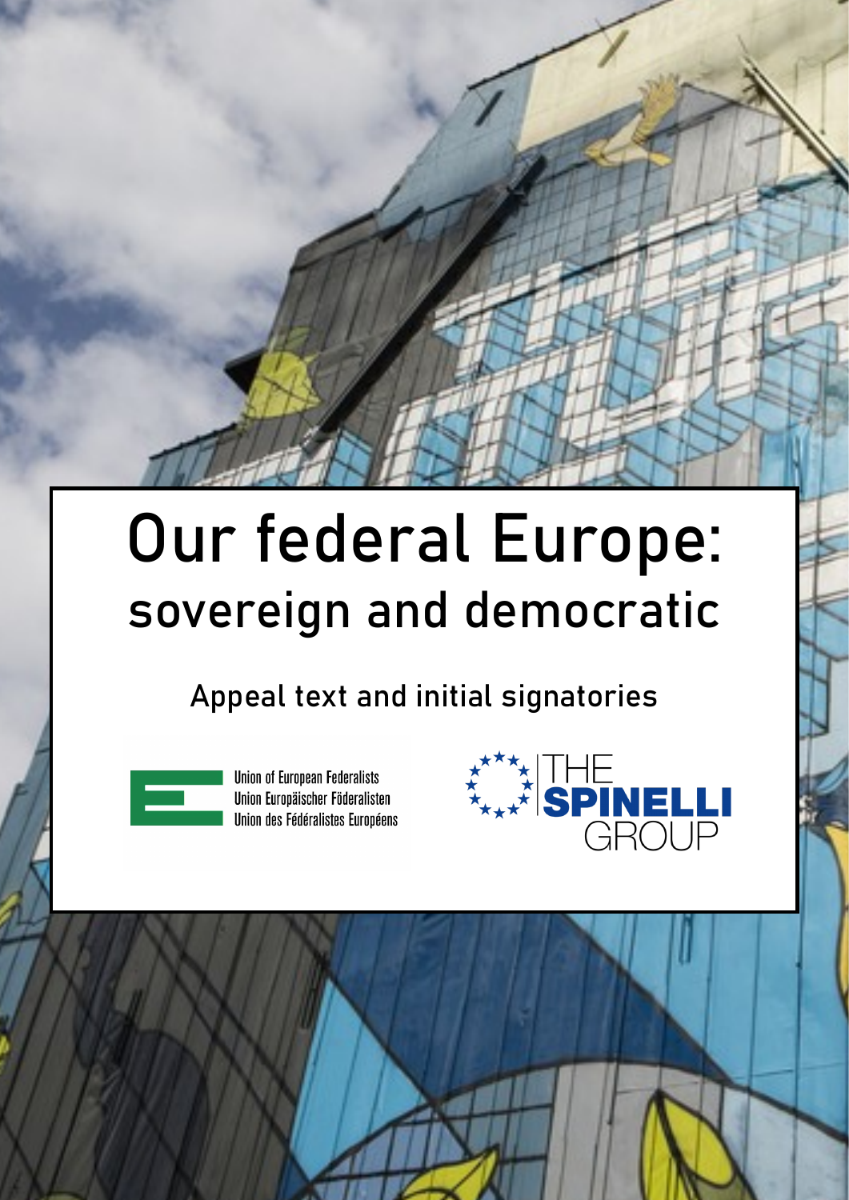# Our federal Europe: sovereign and democratic

## Appeal text and initial signatories

Union of European Federalists
Union Europäischer Föderalisten
Union des Fédéralistes Européens

THE SPINELLI GROUP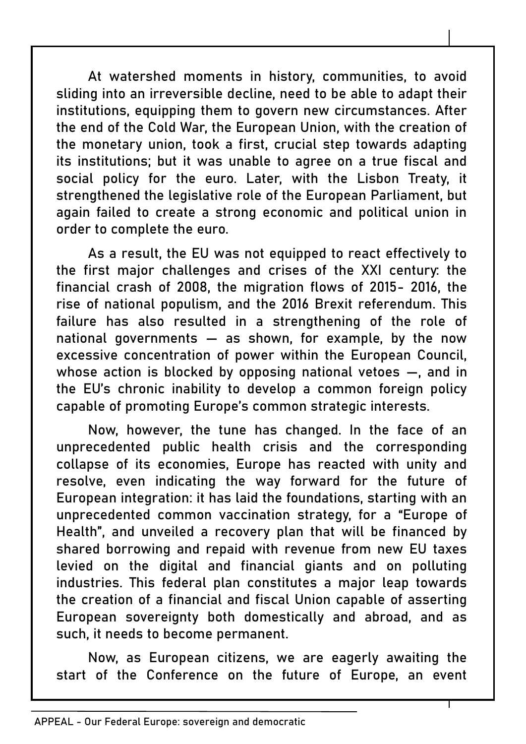At watershed moments in history, communities, to avoid sliding into an irreversible decline, need to be able to adapt their institutions, equipping them to govern new circumstances. After the end of the Cold War, the European Union, with the creation of the monetary union, took a first, crucial step towards adapting its institutions; but it was unable to agree on a true fiscal and social policy for the euro. Later, with the Lisbon Treaty, it strengthened the legislative role of the European Parliament, but again failed to create a strong economic and political union in order to complete the euro.

As a result, the EU was not equipped to react effectively to the first major challenges and crises of the XXI century: the financial crash of 2008, the migration flows of 2015- 2016, the rise of national populism, and the 2016 Brexit referendum. This failure has also resulted in a strengthening of the role of national governments — as shown, for example, by the now excessive concentration of power within the European Council, whose action is blocked by opposing national vetoes —, and in the EU's chronic inability to develop a common foreign policy capable of promoting Europe's common strategic interests.

Now, however, the tune has changed. In the face of an unprecedented public health crisis and the corresponding collapse of its economies, Europe has reacted with unity and resolve, even indicating the way forward for the future of European integration: it has laid the foundations, starting with an unprecedented common vaccination strategy, for a "Europe of Health", and unveiled a recovery plan that will be financed by shared borrowing and repaid with revenue from new EU taxes levied on the digital and financial giants and on polluting industries. This federal plan constitutes a major leap towards the creation of a financial and fiscal Union capable of asserting European sovereignty both domestically and abroad, and as such, it needs to become permanent.

Now, as European citizens, we are eagerly awaiting the start of the Conference on the future of Europe, an event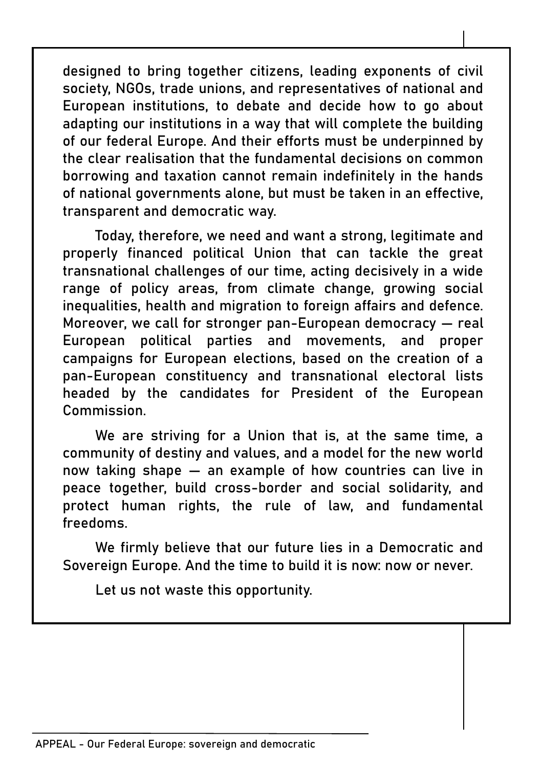designed to bring together citizens, leading exponents of civil society, NGOs, trade unions, and representatives of national and European institutions, to debate and decide how to go about adapting our institutions in a way that will complete the building of our federal Europe. And their efforts must be underpinned by the clear realisation that the fundamental decisions on common borrowing and taxation cannot remain indefinitely in the hands of national governments alone, but must be taken in an effective, transparent and democratic way.

Today, therefore, we need and want a strong, legitimate and properly financed political Union that can tackle the great transnational challenges of our time, acting decisively in a wide range of policy areas, from climate change, growing social inequalities, health and migration to foreign affairs and defence. Moreover, we call for stronger pan-European democracy — real European political parties and movements, and proper campaigns for European elections, based on the creation of a pan-European constituency and transnational electoral lists headed by the candidates for President of the European Commission.

We are striving for a Union that is, at the same time, a community of destiny and values, and a model for the new world now taking shape — an example of how countries can live in peace together, build cross-border and social solidarity, and protect human rights, the rule of law, and fundamental freedoms.

We firmly believe that our future lies in a Democratic and Sovereign Europe. And the time to build it is now: now or never.

Let us not waste this opportunity.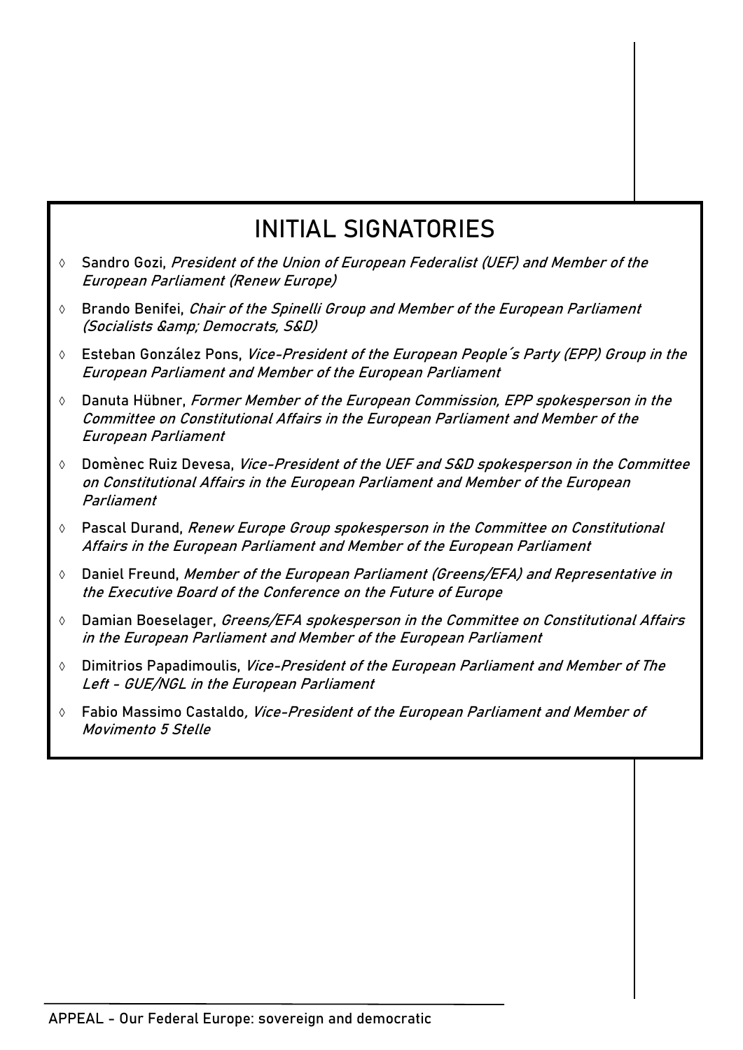# INITIAL SIGNATORIES

- Sandro Gozi, *President of the Union of European Federalist (UEF) and Member of the European Parliament (Renew Europe)*
- Brando Benifei, *Chair of the Spinelli Group and Member of the European Parliament (Socialists &amp; Democrats, S&D)*
- Esteban González Pons, *Vice-President of the European People´s Party (EPP) Group in the European Parliament and Member of the European Parliament*
- Danuta Hübner, *Former Member of the European Commission, EPP spokesperson in the Committee on Constitutional Affairs in the European Parliament and Member of the European Parliament*
- Domènec Ruiz Devesa, *Vice-President of the UEF and S&D spokesperson in the Committee on Constitutional Affairs in the European Parliament and Member of the European Parliament*
- Pascal Durand, *Renew Europe Group spokesperson in the Committee on Constitutional Affairs in the European Parliament and Member of the European Parliament*
- Daniel Freund, *Member of the European Parliament (Greens/EFA) and Representative in the Executive Board of the Conference on the Future of Europe*
- Damian Boeselager, *Greens/EFA spokesperson in the Committee on Constitutional Affairs in the European Parliament and Member of the European Parliament*
- Dimitrios Papadimoulis, *Vice-President of the European Parliament and Member of The Left - GUE/NGL in the European Parliament*
- Fabio Massimo Castaldo, *Vice-President of the European Parliament and Member of Movimento 5 Stelle*